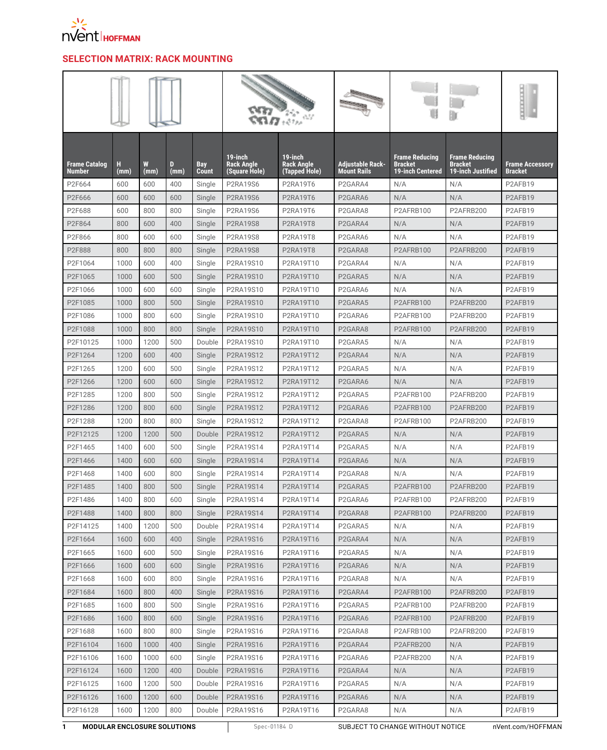## SELECTION MATRIX: RACK MOUNTING

| Frame Catalog Number | H (mm) | W (mm) | D (mm) | Bay Count | 19-inch Rack Angle (Square Hole) | 19-inch Rack Angle (Tapped Hole) | Adjustable Rack-Mount Rails | Frame Reducing Bracket 19-inch Centered | Frame Reducing Bracket 19-inch Justified | Frame Accessory Bracket |
|---|---|---|---|---|---|---|---|---|---|---|
| P2F664 | 600 | 600 | 400 | Single | P2RA19S6 | P2RA19T6 | P2GARA4 | N/A | N/A | P2AFB19 |
| P2F666 | 600 | 600 | 600 | Single | P2RA19S6 | P2RA19T6 | P2GARA6 | N/A | N/A | P2AFB19 |
| P2F688 | 600 | 800 | 800 | Single | P2RA19S6 | P2RA19T6 | P2GARA8 | P2AFRB100 | P2AFRB200 | P2AFB19 |
| P2F864 | 800 | 600 | 400 | Single | P2RA19S8 | P2RA19T8 | P2GARA4 | N/A | N/A | P2AFB19 |
| P2F866 | 800 | 600 | 600 | Single | P2RA19S8 | P2RA19T8 | P2GARA6 | N/A | N/A | P2AFB19 |
| P2F888 | 800 | 800 | 800 | Single | P2RA19S8 | P2RA19T8 | P2GARA8 | P2AFRB100 | P2AFRB200 | P2AFB19 |
| P2F1064 | 1000 | 600 | 400 | Single | P2RA19S10 | P2RA19T10 | P2GARA4 | N/A | N/A | P2AFB19 |
| P2F1065 | 1000 | 600 | 500 | Single | P2RA19S10 | P2RA19T10 | P2GARA5 | N/A | N/A | P2AFB19 |
| P2F1066 | 1000 | 600 | 600 | Single | P2RA19S10 | P2RA19T10 | P2GARA6 | N/A | N/A | P2AFB19 |
| P2F1085 | 1000 | 800 | 500 | Single | P2RA19S10 | P2RA19T10 | P2GARA5 | P2AFRB100 | P2AFRB200 | P2AFB19 |
| P2F1086 | 1000 | 800 | 600 | Single | P2RA19S10 | P2RA19T10 | P2GARA6 | P2AFRB100 | P2AFRB200 | P2AFB19 |
| P2F1088 | 1000 | 800 | 800 | Single | P2RA19S10 | P2RA19T10 | P2GARA8 | P2AFRB100 | P2AFRB200 | P2AFB19 |
| P2F10125 | 1000 | 1200 | 500 | Double | P2RA19S10 | P2RA19T10 | P2GARA5 | N/A | N/A | P2AFB19 |
| P2F1264 | 1200 | 600 | 400 | Single | P2RA19S12 | P2RA19T12 | P2GARA4 | N/A | N/A | P2AFB19 |
| P2F1265 | 1200 | 600 | 500 | Single | P2RA19S12 | P2RA19T12 | P2GARA5 | N/A | N/A | P2AFB19 |
| P2F1266 | 1200 | 600 | 600 | Single | P2RA19S12 | P2RA19T12 | P2GARA6 | N/A | N/A | P2AFB19 |
| P2F1285 | 1200 | 800 | 500 | Single | P2RA19S12 | P2RA19T12 | P2GARA5 | P2AFRB100 | P2AFRB200 | P2AFB19 |
| P2F1286 | 1200 | 800 | 600 | Single | P2RA19S12 | P2RA19T12 | P2GARA6 | P2AFRB100 | P2AFRB200 | P2AFB19 |
| P2F1288 | 1200 | 800 | 800 | Single | P2RA19S12 | P2RA19T12 | P2GARA8 | P2AFRB100 | P2AFRB200 | P2AFB19 |
| P2F12125 | 1200 | 1200 | 500 | Double | P2RA19S12 | P2RA19T12 | P2GARA5 | N/A | N/A | P2AFB19 |
| P2F1465 | 1400 | 600 | 500 | Single | P2RA19S14 | P2RA19T14 | P2GARA5 | N/A | N/A | P2AFB19 |
| P2F1466 | 1400 | 600 | 600 | Single | P2RA19S14 | P2RA19T14 | P2GARA6 | N/A | N/A | P2AFB19 |
| P2F1468 | 1400 | 600 | 800 | Single | P2RA19S14 | P2RA19T14 | P2GARA8 | N/A | N/A | P2AFB19 |
| P2F1485 | 1400 | 800 | 500 | Single | P2RA19S14 | P2RA19T14 | P2GARA5 | P2AFRB100 | P2AFRB200 | P2AFB19 |
| P2F1486 | 1400 | 800 | 600 | Single | P2RA19S14 | P2RA19T14 | P2GARA6 | P2AFRB100 | P2AFRB200 | P2AFB19 |
| P2F1488 | 1400 | 800 | 800 | Single | P2RA19S14 | P2RA19T14 | P2GARA8 | P2AFRB100 | P2AFRB200 | P2AFB19 |
| P2F14125 | 1400 | 1200 | 500 | Double | P2RA19S14 | P2RA19T14 | P2GARA5 | N/A | N/A | P2AFB19 |
| P2F1664 | 1600 | 600 | 400 | Single | P2RA19S16 | P2RA19T16 | P2GARA4 | N/A | N/A | P2AFB19 |
| P2F1665 | 1600 | 600 | 500 | Single | P2RA19S16 | P2RA19T16 | P2GARA5 | N/A | N/A | P2AFB19 |
| P2F1666 | 1600 | 600 | 600 | Single | P2RA19S16 | P2RA19T16 | P2GARA6 | N/A | N/A | P2AFB19 |
| P2F1668 | 1600 | 600 | 800 | Single | P2RA19S16 | P2RA19T16 | P2GARA8 | N/A | N/A | P2AFB19 |
| P2F1684 | 1600 | 800 | 400 | Single | P2RA19S16 | P2RA19T16 | P2GARA4 | P2AFRB100 | P2AFRB200 | P2AFB19 |
| P2F1685 | 1600 | 800 | 500 | Single | P2RA19S16 | P2RA19T16 | P2GARA5 | P2AFRB100 | P2AFRB200 | P2AFB19 |
| P2F1686 | 1600 | 800 | 600 | Single | P2RA19S16 | P2RA19T16 | P2GARA6 | P2AFRB100 | P2AFRB200 | P2AFB19 |
| P2F1688 | 1600 | 800 | 800 | Single | P2RA19S16 | P2RA19T16 | P2GARA8 | P2AFRB100 | P2AFRB200 | P2AFB19 |
| P2F16104 | 1600 | 1000 | 400 | Single | P2RA19S16 | P2RA19T16 | P2GARA4 | P2AFRB200 | N/A | P2AFB19 |
| P2F16106 | 1600 | 1000 | 600 | Single | P2RA19S16 | P2RA19T16 | P2GARA6 | P2AFRB200 | N/A | P2AFB19 |
| P2F16124 | 1600 | 1200 | 400 | Double | P2RA19S16 | P2RA19T16 | P2GARA4 | N/A | N/A | P2AFB19 |
| P2F16125 | 1600 | 1200 | 500 | Double | P2RA19S16 | P2RA19T16 | P2GARA5 | N/A | N/A | P2AFB19 |
| P2F16126 | 1600 | 1200 | 600 | Double | P2RA19S16 | P2RA19T16 | P2GARA6 | N/A | N/A | P2AFB19 |
| P2F16128 | 1600 | 1200 | 800 | Double | P2RA19S16 | P2RA19T16 | P2GARA8 | N/A | N/A | P2AFB19 |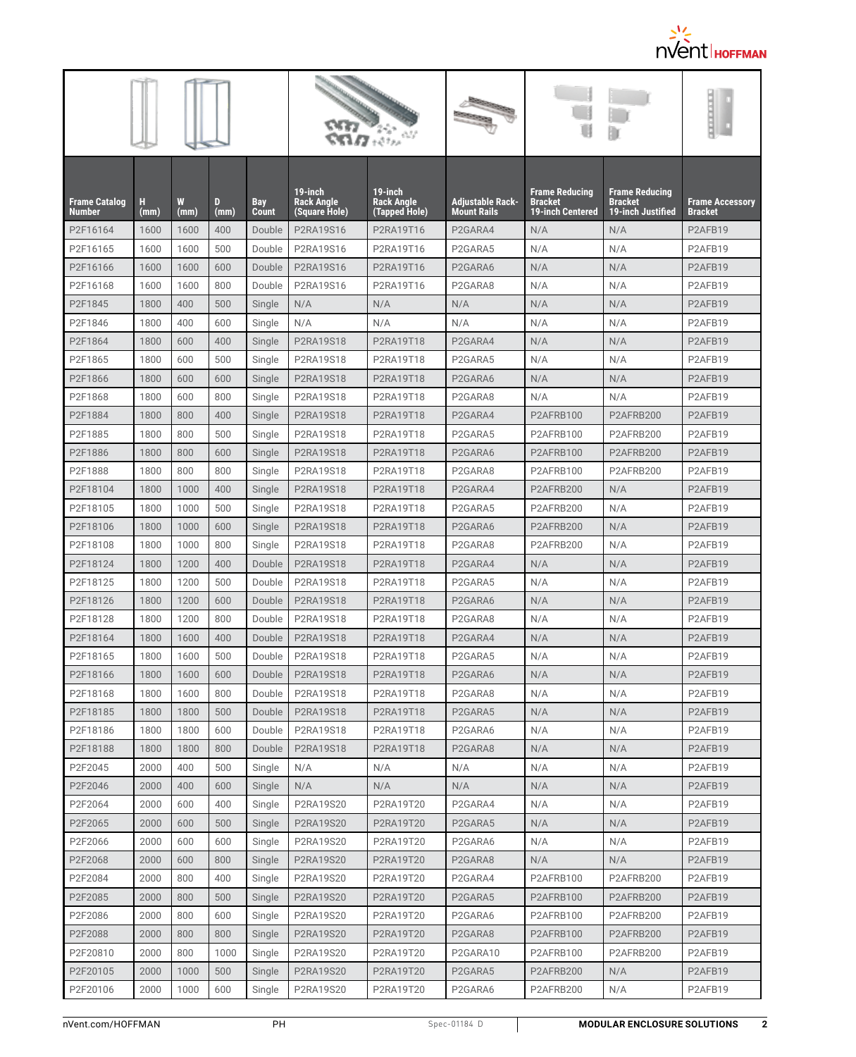| Frame Catalog Number | H (mm) | W (mm) | D (mm) | Bay Count | 19-inch Rack Angle (Square Hole) | 19-inch Rack Angle (Tapped Hole) | Adjustable Rack-Mount Rails | Frame Reducing Bracket 19-inch Centered | Frame Reducing Bracket 19-inch Justified | Frame Accessory Bracket |
|---|---|---|---|---|---|---|---|---|---|---|
| P2F16164 | 1600 | 1600 | 400 | Double | P2RA19S16 | P2RA19T16 | P2GARA4 | N/A | N/A | P2AFB19 |
| P2F16165 | 1600 | 1600 | 500 | Double | P2RA19S16 | P2RA19T16 | P2GARA5 | N/A | N/A | P2AFB19 |
| P2F16166 | 1600 | 1600 | 600 | Double | P2RA19S16 | P2RA19T16 | P2GARA6 | N/A | N/A | P2AFB19 |
| P2F16168 | 1600 | 1600 | 800 | Double | P2RA19S16 | P2RA19T16 | P2GARA8 | N/A | N/A | P2AFB19 |
| P2F1845 | 1800 | 400 | 500 | Single | N/A | N/A | N/A | N/A | N/A | P2AFB19 |
| P2F1846 | 1800 | 400 | 600 | Single | N/A | N/A | N/A | N/A | N/A | P2AFB19 |
| P2F1864 | 1800 | 600 | 400 | Single | P2RA19S18 | P2RA19T18 | P2GARA4 | N/A | N/A | P2AFB19 |
| P2F1865 | 1800 | 600 | 500 | Single | P2RA19S18 | P2RA19T18 | P2GARA5 | N/A | N/A | P2AFB19 |
| P2F1866 | 1800 | 600 | 600 | Single | P2RA19S18 | P2RA19T18 | P2GARA6 | N/A | N/A | P2AFB19 |
| P2F1868 | 1800 | 600 | 800 | Single | P2RA19S18 | P2RA19T18 | P2GARA8 | N/A | N/A | P2AFB19 |
| P2F1884 | 1800 | 800 | 400 | Single | P2RA19S18 | P2RA19T18 | P2GARA4 | P2AFRB100 | P2AFRB200 | P2AFB19 |
| P2F1885 | 1800 | 800 | 500 | Single | P2RA19S18 | P2RA19T18 | P2GARA5 | P2AFRB100 | P2AFRB200 | P2AFB19 |
| P2F1886 | 1800 | 800 | 600 | Single | P2RA19S18 | P2RA19T18 | P2GARA6 | P2AFRB100 | P2AFRB200 | P2AFB19 |
| P2F1888 | 1800 | 800 | 800 | Single | P2RA19S18 | P2RA19T18 | P2GARA8 | P2AFRB100 | P2AFRB200 | P2AFB19 |
| P2F18104 | 1800 | 1000 | 400 | Single | P2RA19S18 | P2RA19T18 | P2GARA4 | P2AFRB200 | N/A | P2AFB19 |
| P2F18105 | 1800 | 1000 | 500 | Single | P2RA19S18 | P2RA19T18 | P2GARA5 | P2AFRB200 | N/A | P2AFB19 |
| P2F18106 | 1800 | 1000 | 600 | Single | P2RA19S18 | P2RA19T18 | P2GARA6 | P2AFRB200 | N/A | P2AFB19 |
| P2F18108 | 1800 | 1000 | 800 | Single | P2RA19S18 | P2RA19T18 | P2GARA8 | P2AFRB200 | N/A | P2AFB19 |
| P2F18124 | 1800 | 1200 | 400 | Double | P2RA19S18 | P2RA19T18 | P2GARA4 | N/A | N/A | P2AFB19 |
| P2F18125 | 1800 | 1200 | 500 | Double | P2RA19S18 | P2RA19T18 | P2GARA5 | N/A | N/A | P2AFB19 |
| P2F18126 | 1800 | 1200 | 600 | Double | P2RA19S18 | P2RA19T18 | P2GARA6 | N/A | N/A | P2AFB19 |
| P2F18128 | 1800 | 1200 | 800 | Double | P2RA19S18 | P2RA19T18 | P2GARA8 | N/A | N/A | P2AFB19 |
| P2F18164 | 1800 | 1600 | 400 | Double | P2RA19S18 | P2RA19T18 | P2GARA4 | N/A | N/A | P2AFB19 |
| P2F18165 | 1800 | 1600 | 500 | Double | P2RA19S18 | P2RA19T18 | P2GARA5 | N/A | N/A | P2AFB19 |
| P2F18166 | 1800 | 1600 | 600 | Double | P2RA19S18 | P2RA19T18 | P2GARA6 | N/A | N/A | P2AFB19 |
| P2F18168 | 1800 | 1600 | 800 | Double | P2RA19S18 | P2RA19T18 | P2GARA8 | N/A | N/A | P2AFB19 |
| P2F18185 | 1800 | 1800 | 500 | Double | P2RA19S18 | P2RA19T18 | P2GARA5 | N/A | N/A | P2AFB19 |
| P2F18186 | 1800 | 1800 | 600 | Double | P2RA19S18 | P2RA19T18 | P2GARA6 | N/A | N/A | P2AFB19 |
| P2F18188 | 1800 | 1800 | 800 | Double | P2RA19S18 | P2RA19T18 | P2GARA8 | N/A | N/A | P2AFB19 |
| P2F2045 | 2000 | 400 | 500 | Single | N/A | N/A | N/A | N/A | N/A | P2AFB19 |
| P2F2046 | 2000 | 400 | 600 | Single | N/A | N/A | N/A | N/A | N/A | P2AFB19 |
| P2F2064 | 2000 | 600 | 400 | Single | P2RA19S20 | P2RA19T20 | P2GARA4 | N/A | N/A | P2AFB19 |
| P2F2065 | 2000 | 600 | 500 | Single | P2RA19S20 | P2RA19T20 | P2GARA5 | N/A | N/A | P2AFB19 |
| P2F2066 | 2000 | 600 | 600 | Single | P2RA19S20 | P2RA19T20 | P2GARA6 | N/A | N/A | P2AFB19 |
| P2F2068 | 2000 | 600 | 800 | Single | P2RA19S20 | P2RA19T20 | P2GARA8 | N/A | N/A | P2AFB19 |
| P2F2084 | 2000 | 800 | 400 | Single | P2RA19S20 | P2RA19T20 | P2GARA4 | P2AFRB100 | P2AFRB200 | P2AFB19 |
| P2F2085 | 2000 | 800 | 500 | Single | P2RA19S20 | P2RA19T20 | P2GARA5 | P2AFRB100 | P2AFRB200 | P2AFB19 |
| P2F2086 | 2000 | 800 | 600 | Single | P2RA19S20 | P2RA19T20 | P2GARA6 | P2AFRB100 | P2AFRB200 | P2AFB19 |
| P2F2088 | 2000 | 800 | 800 | Single | P2RA19S20 | P2RA19T20 | P2GARA8 | P2AFRB100 | P2AFRB200 | P2AFB19 |
| P2F20810 | 2000 | 800 | 1000 | Single | P2RA19S20 | P2RA19T20 | P2GARA10 | P2AFRB100 | P2AFRB200 | P2AFB19 |
| P2F20105 | 2000 | 1000 | 500 | Single | P2RA19S20 | P2RA19T20 | P2GARA5 | P2AFRB200 | N/A | P2AFB19 |
| P2F20106 | 2000 | 1000 | 600 | Single | P2RA19S20 | P2RA19T20 | P2GARA6 | P2AFRB200 | N/A | P2AFB19 |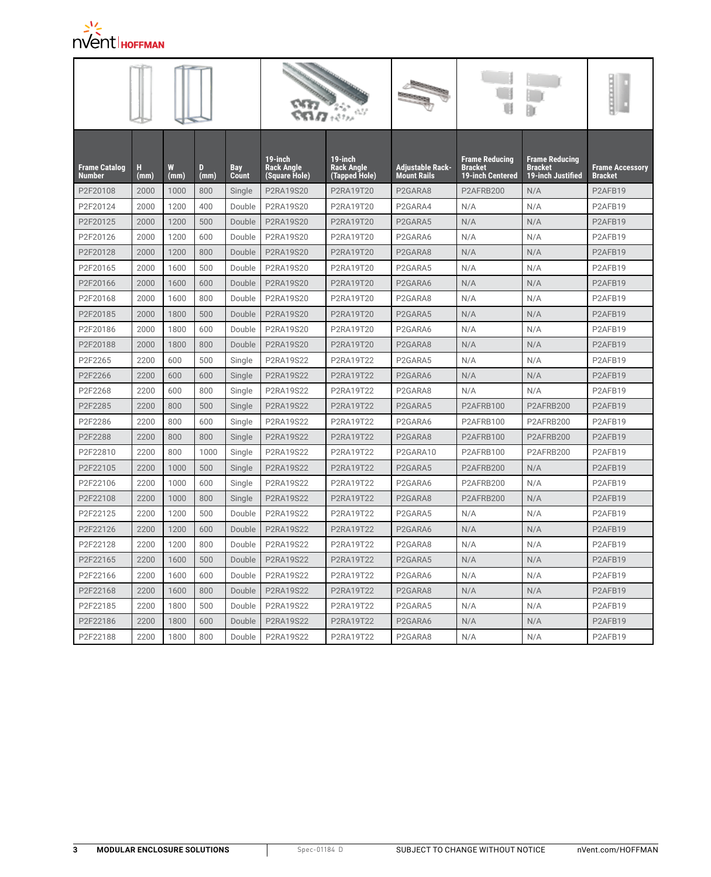| Frame Catalog Number | H (mm) | W (mm) | D (mm) | Bay Count | 19-inch Rack Angle (Square Hole) | 19-inch Rack Angle (Tapped Hole) | Adjustable Rack-Mount Rails | Frame Reducing Bracket 19-inch Centered | Frame Reducing Bracket 19-inch Justified | Frame Accessory Bracket |
|---|---|---|---|---|---|---|---|---|---|---|
| P2F20108 | 2000 | 1000 | 800 | Single | P2RA19S20 | P2RA19T20 | P2GARA8 | P2AFRB200 | N/A | P2AFB19 |
| P2F20124 | 2000 | 1200 | 400 | Double | P2RA19S20 | P2RA19T20 | P2GARA4 | N/A | N/A | P2AFB19 |
| P2F20125 | 2000 | 1200 | 500 | Double | P2RA19S20 | P2RA19T20 | P2GARA5 | N/A | N/A | P2AFB19 |
| P2F20126 | 2000 | 1200 | 600 | Double | P2RA19S20 | P2RA19T20 | P2GARA6 | N/A | N/A | P2AFB19 |
| P2F20128 | 2000 | 1200 | 800 | Double | P2RA19S20 | P2RA19T20 | P2GARA8 | N/A | N/A | P2AFB19 |
| P2F20165 | 2000 | 1600 | 500 | Double | P2RA19S20 | P2RA19T20 | P2GARA5 | N/A | N/A | P2AFB19 |
| P2F20166 | 2000 | 1600 | 600 | Double | P2RA19S20 | P2RA19T20 | P2GARA6 | N/A | N/A | P2AFB19 |
| P2F20168 | 2000 | 1600 | 800 | Double | P2RA19S20 | P2RA19T20 | P2GARA8 | N/A | N/A | P2AFB19 |
| P2F20185 | 2000 | 1800 | 500 | Double | P2RA19S20 | P2RA19T20 | P2GARA5 | N/A | N/A | P2AFB19 |
| P2F20186 | 2000 | 1800 | 600 | Double | P2RA19S20 | P2RA19T20 | P2GARA6 | N/A | N/A | P2AFB19 |
| P2F20188 | 2000 | 1800 | 800 | Double | P2RA19S20 | P2RA19T20 | P2GARA8 | N/A | N/A | P2AFB19 |
| P2F2265 | 2200 | 600 | 500 | Single | P2RA19S22 | P2RA19T22 | P2GARA5 | N/A | N/A | P2AFB19 |
| P2F2266 | 2200 | 600 | 600 | Single | P2RA19S22 | P2RA19T22 | P2GARA6 | N/A | N/A | P2AFB19 |
| P2F2268 | 2200 | 600 | 800 | Single | P2RA19S22 | P2RA19T22 | P2GARA8 | N/A | N/A | P2AFB19 |
| P2F2285 | 2200 | 800 | 500 | Single | P2RA19S22 | P2RA19T22 | P2GARA5 | P2AFRB100 | P2AFRB200 | P2AFB19 |
| P2F2286 | 2200 | 800 | 600 | Single | P2RA19S22 | P2RA19T22 | P2GARA6 | P2AFRB100 | P2AFRB200 | P2AFB19 |
| P2F2288 | 2200 | 800 | 800 | Single | P2RA19S22 | P2RA19T22 | P2GARA8 | P2AFRB100 | P2AFRB200 | P2AFB19 |
| P2F22810 | 2200 | 800 | 1000 | Single | P2RA19S22 | P2RA19T22 | P2GARA10 | P2AFRB100 | P2AFRB200 | P2AFB19 |
| P2F22105 | 2200 | 1000 | 500 | Single | P2RA19S22 | P2RA19T22 | P2GARA5 | P2AFRB200 | N/A | P2AFB19 |
| P2F22106 | 2200 | 1000 | 600 | Single | P2RA19S22 | P2RA19T22 | P2GARA6 | P2AFRB200 | N/A | P2AFB19 |
| P2F22108 | 2200 | 1000 | 800 | Single | P2RA19S22 | P2RA19T22 | P2GARA8 | P2AFRB200 | N/A | P2AFB19 |
| P2F22125 | 2200 | 1200 | 500 | Double | P2RA19S22 | P2RA19T22 | P2GARA5 | N/A | N/A | P2AFB19 |
| P2F22126 | 2200 | 1200 | 600 | Double | P2RA19S22 | P2RA19T22 | P2GARA6 | N/A | N/A | P2AFB19 |
| P2F22128 | 2200 | 1200 | 800 | Double | P2RA19S22 | P2RA19T22 | P2GARA8 | N/A | N/A | P2AFB19 |
| P2F22165 | 2200 | 1600 | 500 | Double | P2RA19S22 | P2RA19T22 | P2GARA5 | N/A | N/A | P2AFB19 |
| P2F22166 | 2200 | 1600 | 600 | Double | P2RA19S22 | P2RA19T22 | P2GARA6 | N/A | N/A | P2AFB19 |
| P2F22168 | 2200 | 1600 | 800 | Double | P2RA19S22 | P2RA19T22 | P2GARA8 | N/A | N/A | P2AFB19 |
| P2F22185 | 2200 | 1800 | 500 | Double | P2RA19S22 | P2RA19T22 | P2GARA5 | N/A | N/A | P2AFB19 |
| P2F22186 | 2200 | 1800 | 600 | Double | P2RA19S22 | P2RA19T22 | P2GARA6 | N/A | N/A | P2AFB19 |
| P2F22188 | 2200 | 1800 | 800 | Double | P2RA19S22 | P2RA19T22 | P2GARA8 | N/A | N/A | P2AFB19 |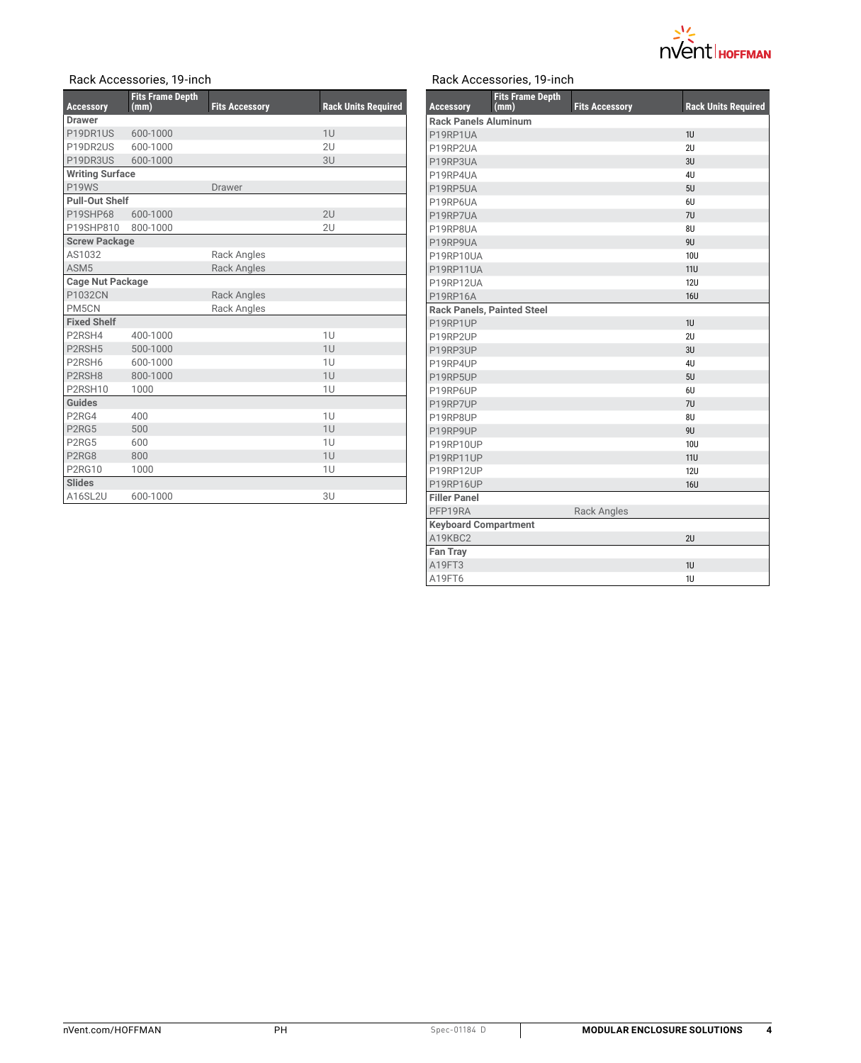## Rack Accessories, 19-inch

| Accessory | Fits Frame Depth (mm) | Fits Accessory | Rack Units Required |
|---|---|---|---|
| **Drawer** | | | |
| P19DR1US | 600-1000 | | 1U |
| P19DR2US | 600-1000 | | 2U |
| P19DR3US | 600-1000 | | 3U |
| **Writing Surface** | | | |
| P19WS | | Drawer | |
| **Pull-Out Shelf** | | | |
| P19SHP68 | 600-1000 | | 2U |
| P19SHP810 | 800-1000 | | 2U |
| **Screw Package** | | | |
| AS1032 | | Rack Angles | |
| ASM5 | | Rack Angles | |
| **Cage Nut Package** | | | |
| P1032CN | | Rack Angles | |
| PM5CN | | Rack Angles | |
| **Fixed Shelf** | | | |
| P2RSH4 | 400-1000 | | 1U |
| P2RSH5 | 500-1000 | | 1U |
| P2RSH6 | 600-1000 | | 1U |
| P2RSH8 | 800-1000 | | 1U |
| P2RSH10 | 1000 | | 1U |
| **Guides** | | | |
| P2RG4 | 400 | | 1U |
| P2RG5 | 500 | | 1U |
| P2RG5 | 600 | | 1U |
| P2RG8 | 800 | | 1U |
| P2RG10 | 1000 | | 1U |
| **Slides** | | | |
| A16SL2U | 600-1000 | | 3U |

## Rack Accessories, 19-inch

| Accessory | Fits Frame Depth (mm) | Fits Accessory | Rack Units Required |
|---|---|---|---|
| **Rack Panels Aluminum** | | | |
| P19RP1UA | | | 1U |
| P19RP2UA | | | 2U |
| P19RP3UA | | | 3U |
| P19RP4UA | | | 4U |
| P19RP5UA | | | 5U |
| P19RP6UA | | | 6U |
| P19RP7UA | | | 7U |
| P19RP8UA | | | 8U |
| P19RP9UA | | | 9U |
| P19RP10UA | | | 10U |
| P19RP11UA | | | 11U |
| P19RP12UA | | | 12U |
| P19RP16A | | | 16U |
| **Rack Panels, Painted Steel** | | | |
| P19RP1UP | | | 1U |
| P19RP2UP | | | 2U |
| P19RP3UP | | | 3U |
| P19RP4UP | | | 4U |
| P19RP5UP | | | 5U |
| P19RP6UP | | | 6U |
| P19RP7UP | | | 7U |
| P19RP8UP | | | 8U |
| P19RP9UP | | | 9U |
| P19RP10UP | | | 10U |
| P19RP11UP | | | 11U |
| P19RP12UP | | | 12U |
| P19RP16UP | | | 16U |
| **Filler Panel** | | | |
| PFP19RA | | Rack Angles | |
| **Keyboard Compartment** | | | |
| A19KBC2 | | | 2U |
| **Fan Tray** | | | |
| A19FT3 | | | 1U |
| A19FT6 | | | 1U |